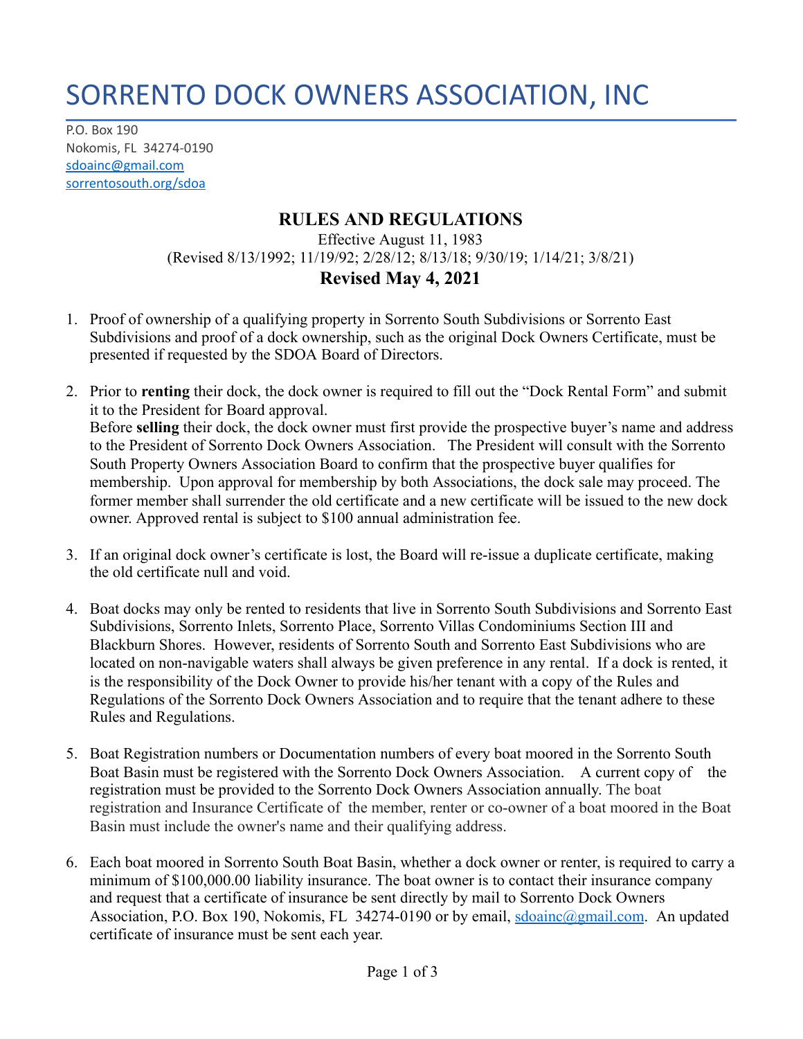# SORRENTO DOCK OWNERS ASSOCIATION, INC

P.O. Box 190
Nokomis, FL 34274-0190
sdoainc@gmail.com
sorrentosouth.org/sdoa

## RULES AND REGULATIONS

Effective August 11, 1983
(Revised 8/13/1992; 11/19/92; 2/28/12; 8/13/18; 9/30/19; 1/14/21; 3/8/21)

### Revised May 4, 2021

1. Proof of ownership of a qualifying property in Sorrento South Subdivisions or Sorrento East Subdivisions and proof of a dock ownership, such as the original Dock Owners Certificate, must be presented if requested by the SDOA Board of Directors.

2. Prior to **renting** their dock, the dock owner is required to fill out the "Dock Rental Form" and submit it to the President for Board approval.
   Before **selling** their dock, the dock owner must first provide the prospective buyer's name and address to the President of Sorrento Dock Owners Association. The President will consult with the Sorrento South Property Owners Association Board to confirm that the prospective buyer qualifies for membership. Upon approval for membership by both Associations, the dock sale may proceed. The former member shall surrender the old certificate and a new certificate will be issued to the new dock owner. Approved rental is subject to $100 annual administration fee.

3. If an original dock owner's certificate is lost, the Board will re-issue a duplicate certificate, making the old certificate null and void.

4. Boat docks may only be rented to residents that live in Sorrento South Subdivisions and Sorrento East Subdivisions, Sorrento Inlets, Sorrento Place, Sorrento Villas Condominiums Section III and Blackburn Shores. However, residents of Sorrento South and Sorrento East Subdivisions who are located on non-navigable waters shall always be given preference in any rental. If a dock is rented, it is the responsibility of the Dock Owner to provide his/her tenant with a copy of the Rules and Regulations of the Sorrento Dock Owners Association and to require that the tenant adhere to these Rules and Regulations.

5. Boat Registration numbers or Documentation numbers of every boat moored in the Sorrento South Boat Basin must be registered with the Sorrento Dock Owners Association. A current copy of the registration must be provided to the Sorrento Dock Owners Association annually. The boat registration and Insurance Certificate of the member, renter or co-owner of a boat moored in the Boat Basin must include the owner's name and their qualifying address.

6. Each boat moored in Sorrento South Boat Basin, whether a dock owner or renter, is required to carry a minimum of $100,000.00 liability insurance. The boat owner is to contact their insurance company and request that a certificate of insurance be sent directly by mail to Sorrento Dock Owners Association, P.O. Box 190, Nokomis, FL 34274-0190 or by email, sdoainc@gmail.com. An updated certificate of insurance must be sent each year.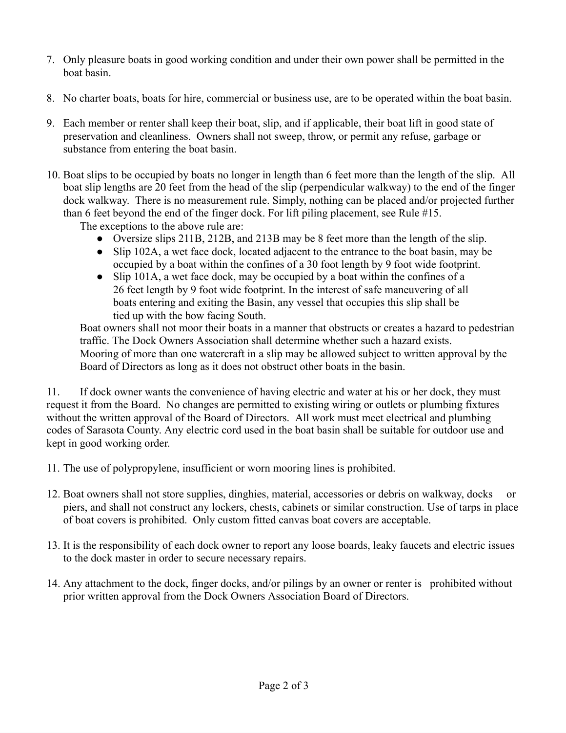7. Only pleasure boats in good working condition and under their own power shall be permitted in the boat basin.

8. No charter boats, boats for hire, commercial or business use, are to be operated within the boat basin.

9. Each member or renter shall keep their boat, slip, and if applicable, their boat lift in good state of preservation and cleanliness. Owners shall not sweep, throw, or permit any refuse, garbage or substance from entering the boat basin.

10. Boat slips to be occupied by boats no longer in length than 6 feet more than the length of the slip. All boat slip lengths are 20 feet from the head of the slip (perpendicular walkway) to the end of the finger dock walkway. There is no measurement rule. Simply, nothing can be placed and/or projected further than 6 feet beyond the end of the finger dock. For lift piling placement, see Rule #15.

    The exceptions to the above rule are:

    - Oversize slips 211B, 212B, and 213B may be 8 feet more than the length of the slip.
    - Slip 102A, a wet face dock, located adjacent to the entrance to the boat basin, may be occupied by a boat within the confines of a 30 foot length by 9 foot wide footprint.
    - Slip 101A, a wet face dock, may be occupied by a boat within the confines of a 26 feet length by 9 foot wide footprint. In the interest of safe maneuvering of all boats entering and exiting the Basin, any vessel that occupies this slip shall be tied up with the bow facing South.

    Boat owners shall not moor their boats in a manner that obstructs or creates a hazard to pedestrian traffic. The Dock Owners Association shall determine whether such a hazard exists.

    Mooring of more than one watercraft in a slip may be allowed subject to written approval by the Board of Directors as long as it does not obstruct other boats in the basin.

11. If dock owner wants the convenience of having electric and water at his or her dock, they must request it from the Board. No changes are permitted to existing wiring or outlets or plumbing fixtures without the written approval of the Board of Directors. All work must meet electrical and plumbing codes of Sarasota County. Any electric cord used in the boat basin shall be suitable for outdoor use and kept in good working order.

11. The use of polypropylene, insufficient or worn mooring lines is prohibited.

12. Boat owners shall not store supplies, dinghies, material, accessories or debris on walkway, docks or piers, and shall not construct any lockers, chests, cabinets or similar construction. Use of tarps in place of boat covers is prohibited. Only custom fitted canvas boat covers are acceptable.

13. It is the responsibility of each dock owner to report any loose boards, leaky faucets and electric issues to the dock master in order to secure necessary repairs.

14. Any attachment to the dock, finger docks, and/or pilings by an owner or renter is prohibited without prior written approval from the Dock Owners Association Board of Directors.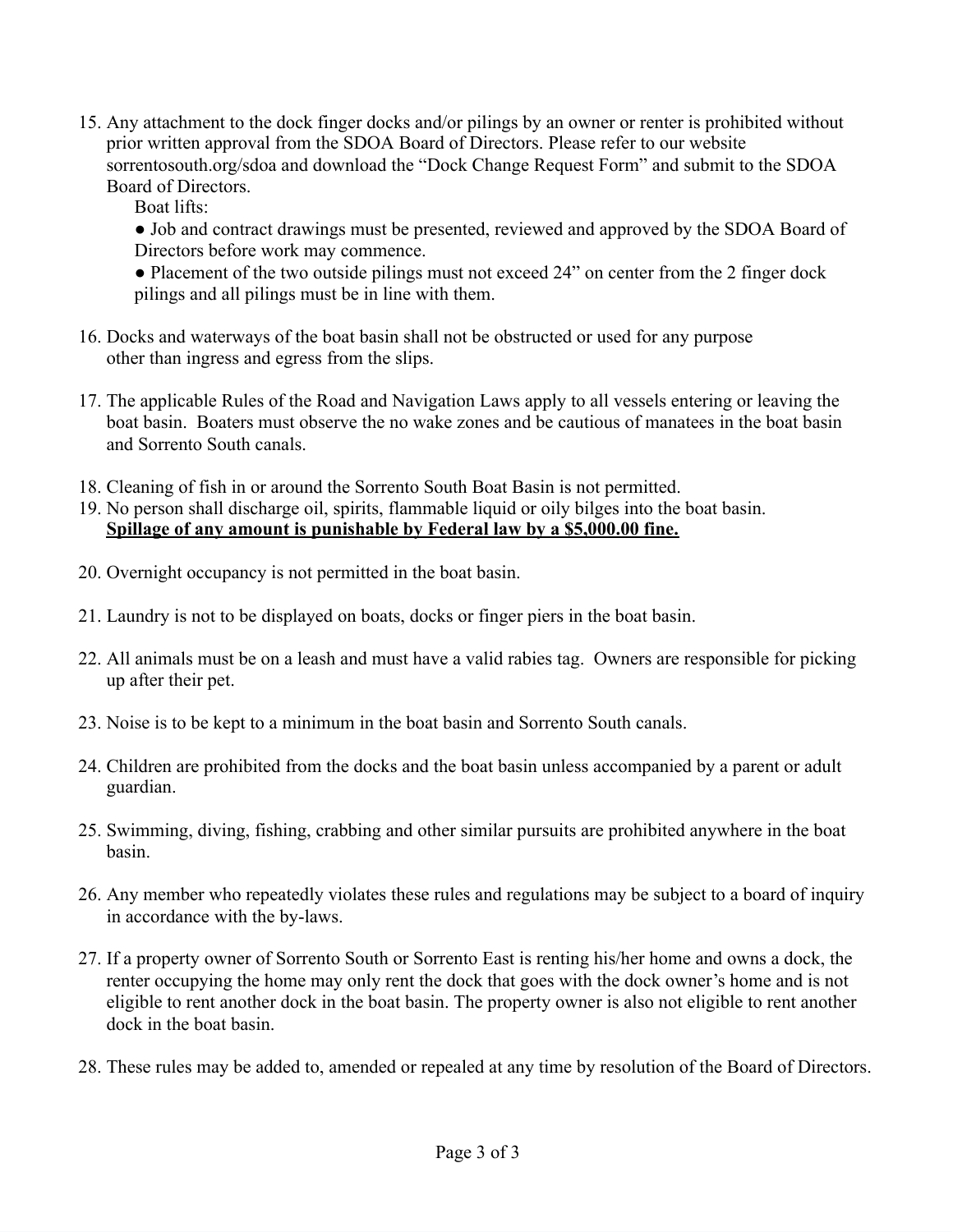15. Any attachment to the dock finger docks and/or pilings by an owner or renter is prohibited without prior written approval from the SDOA Board of Directors. Please refer to our website sorrentosouth.org/sdoa and download the "Dock Change Request Form" and submit to the SDOA Board of Directors.

    Boat lifts:

    - Job and contract drawings must be presented, reviewed and approved by the SDOA Board of Directors before work may commence.
    - Placement of the two outside pilings must not exceed 24" on center from the 2 finger dock pilings and all pilings must be in line with them.

16. Docks and waterways of the boat basin shall not be obstructed or used for any purpose other than ingress and egress from the slips.

17. The applicable Rules of the Road and Navigation Laws apply to all vessels entering or leaving the boat basin. Boaters must observe the no wake zones and be cautious of manatees in the boat basin and Sorrento South canals.

18. Cleaning of fish in or around the Sorrento South Boat Basin is not permitted.

19. No person shall discharge oil, spirits, flammable liquid or oily bilges into the boat basin. **Spillage of any amount is punishable by Federal law by a $5,000.00 fine.**

20. Overnight occupancy is not permitted in the boat basin.

21. Laundry is not to be displayed on boats, docks or finger piers in the boat basin.

22. All animals must be on a leash and must have a valid rabies tag. Owners are responsible for picking up after their pet.

23. Noise is to be kept to a minimum in the boat basin and Sorrento South canals.

24. Children are prohibited from the docks and the boat basin unless accompanied by a parent or adult guardian.

25. Swimming, diving, fishing, crabbing and other similar pursuits are prohibited anywhere in the boat basin.

26. Any member who repeatedly violates these rules and regulations may be subject to a board of inquiry in accordance with the by-laws.

27. If a property owner of Sorrento South or Sorrento East is renting his/her home and owns a dock, the renter occupying the home may only rent the dock that goes with the dock owner's home and is not eligible to rent another dock in the boat basin. The property owner is also not eligible to rent another dock in the boat basin.

28. These rules may be added to, amended or repealed at any time by resolution of the Board of Directors.